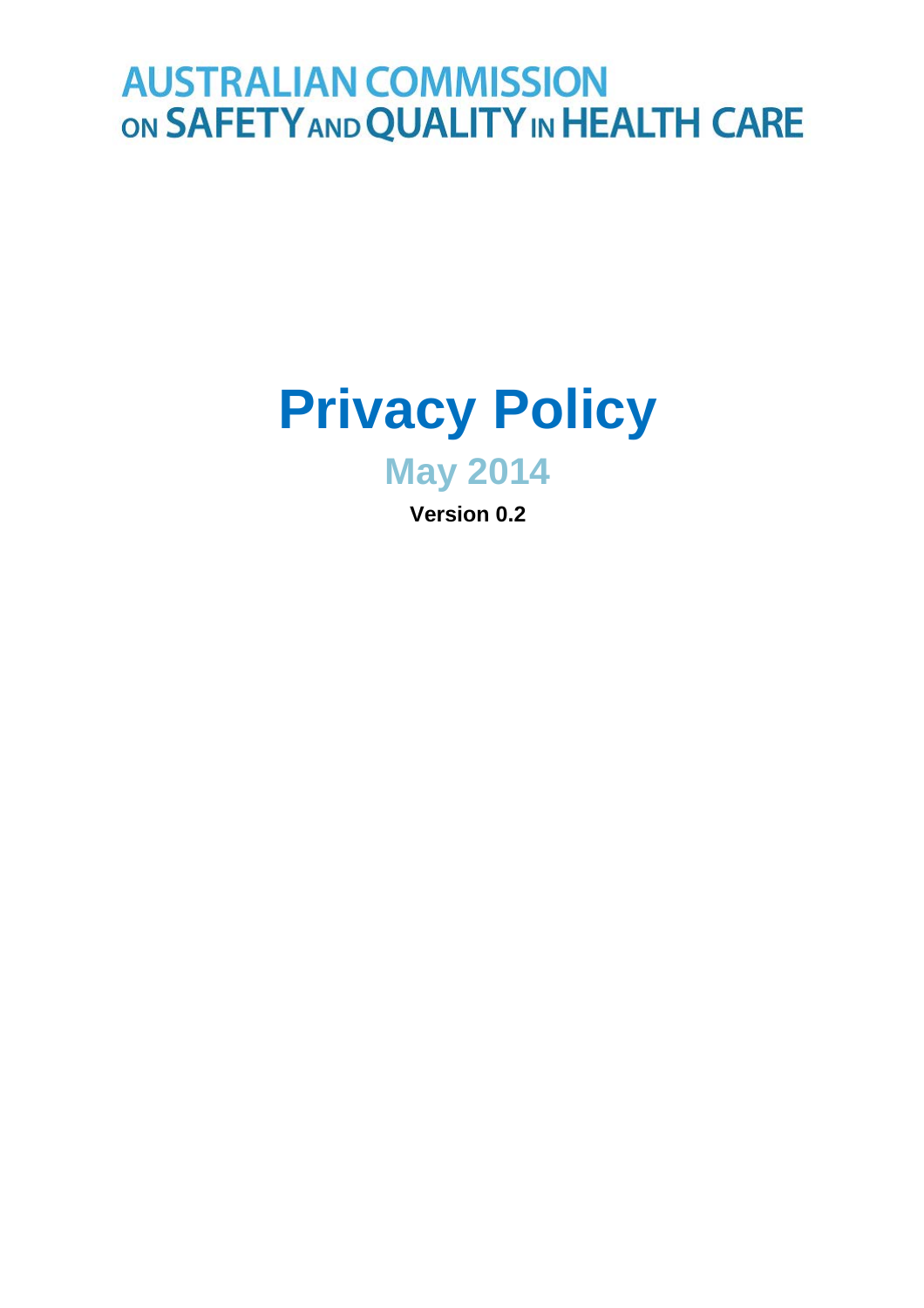AUSTRALIAN COMMISSION ON SAFETY AND QUALITY IN HEALTH CARE

# Privacy Policy

## May 2014

**Version 0.2**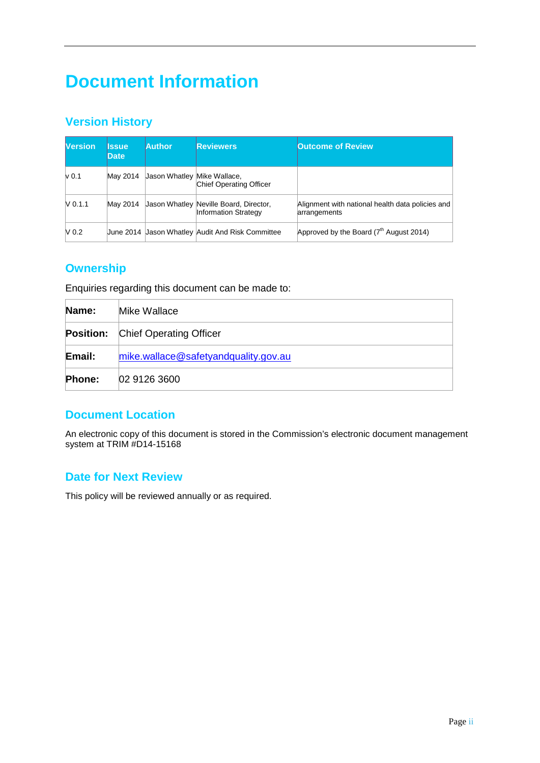# Document Information

## Version History

| Version | Issue Date | Author | Reviewers | Outcome of Review |
| --- | --- | --- | --- | --- |
| v 0.1 | May 2014 | Jason Whatley | Mike Wallace, Chief Operating Officer | |
| V 0.1.1 | May 2014 | Jason Whatley | Neville Board, Director, Information Strategy | Alignment with national health data policies and arrangements |
| V 0.2 | June 2014 | Jason Whatley | Audit And Risk Committee | Approved by the Board (7th August 2014) |

## Ownership

Enquiries regarding this document can be made to:

| | |
| --- | --- |
| **Name:** | Mike Wallace |
| **Position:** | Chief Operating Officer |
| **Email:** | mike.wallace@safetyandquality.gov.au |
| **Phone:** | 02 9126 3600 |

## Document Location

An electronic copy of this document is stored in the Commission's electronic document management system at TRIM #D14-15168

## Date for Next Review

This policy will be reviewed annually or as required.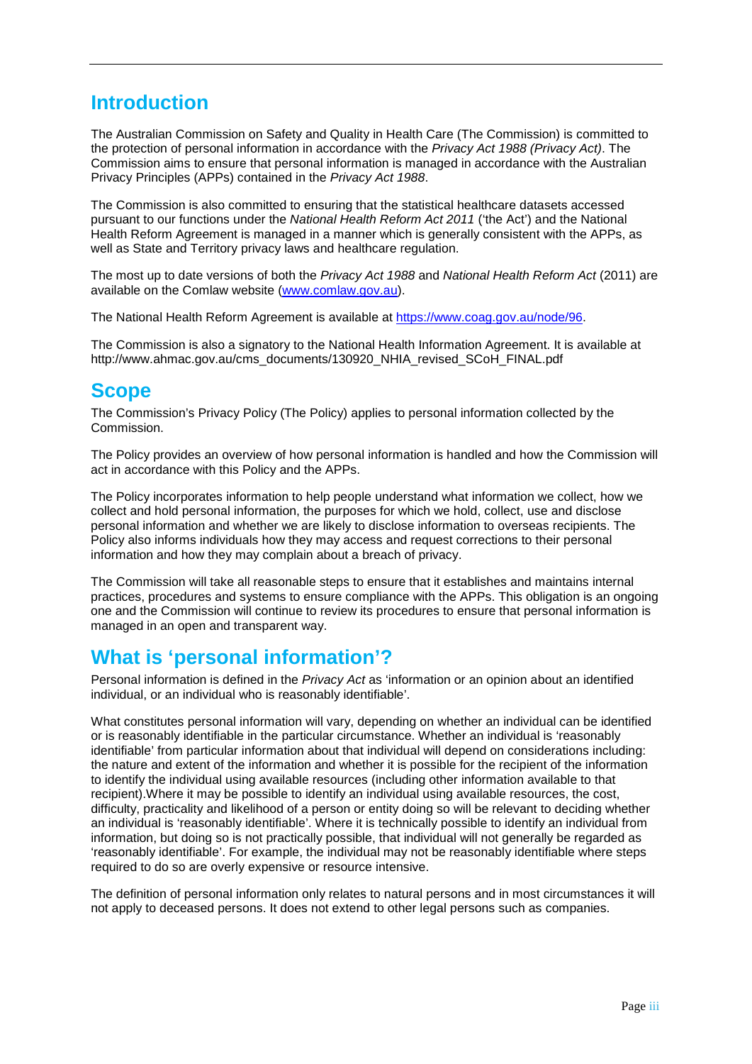## Introduction

The Australian Commission on Safety and Quality in Health Care (The Commission) is committed to the protection of personal information in accordance with the *Privacy Act 1988 (Privacy Act)*. The Commission aims to ensure that personal information is managed in accordance with the Australian Privacy Principles (APPs) contained in the *Privacy Act 1988*.

The Commission is also committed to ensuring that the statistical healthcare datasets accessed pursuant to our functions under the *National Health Reform Act 2011* ('the Act') and the National Health Reform Agreement is managed in a manner which is generally consistent with the APPs, as well as State and Territory privacy laws and healthcare regulation.

The most up to date versions of both the *Privacy Act 1988* and *National Health Reform Act* (2011) are available on the Comlaw website ([www.comlaw.gov.au](http://www.comlaw.gov.au)).

The National Health Reform Agreement is available at [https://www.coag.gov.au/node/96](https://www.coag.gov.au/node/96).

The Commission is also a signatory to the National Health Information Agreement. It is available at http://www.ahmac.gov.au/cms_documents/130920_NHIA_revised_SCoH_FINAL.pdf

## Scope

The Commission's Privacy Policy (The Policy) applies to personal information collected by the Commission.

The Policy provides an overview of how personal information is handled and how the Commission will act in accordance with this Policy and the APPs.

The Policy incorporates information to help people understand what information we collect, how we collect and hold personal information, the purposes for which we hold, collect, use and disclose personal information and whether we are likely to disclose information to overseas recipients. The Policy also informs individuals how they may access and request corrections to their personal information and how they may complain about a breach of privacy.

The Commission will take all reasonable steps to ensure that it establishes and maintains internal practices, procedures and systems to ensure compliance with the APPs. This obligation is an ongoing one and the Commission will continue to review its procedures to ensure that personal information is managed in an open and transparent way.

## What is 'personal information'?

Personal information is defined in the *Privacy Act* as 'information or an opinion about an identified individual, or an individual who is reasonably identifiable'.

What constitutes personal information will vary, depending on whether an individual can be identified or is reasonably identifiable in the particular circumstance. Whether an individual is 'reasonably identifiable' from particular information about that individual will depend on considerations including: the nature and extent of the information and whether it is possible for the recipient of the information to identify the individual using available resources (including other information available to that recipient).Where it may be possible to identify an individual using available resources, the cost, difficulty, practicality and likelihood of a person or entity doing so will be relevant to deciding whether an individual is 'reasonably identifiable'. Where it is technically possible to identify an individual from information, but doing so is not practically possible, that individual will not generally be regarded as 'reasonably identifiable'. For example, the individual may not be reasonably identifiable where steps required to do so are overly expensive or resource intensive.

The definition of personal information only relates to natural persons and in most circumstances it will not apply to deceased persons. It does not extend to other legal persons such as companies.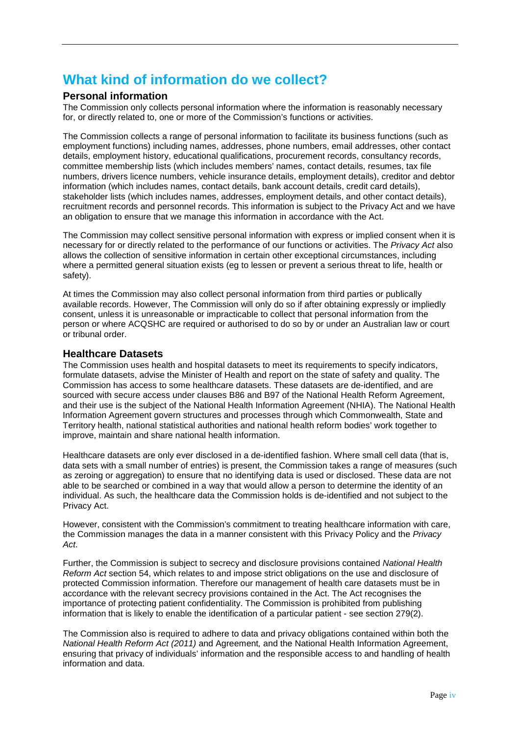# What kind of information do we collect?

## Personal information

The Commission only collects personal information where the information is reasonably necessary for, or directly related to, one or more of the Commission's functions or activities.

The Commission collects a range of personal information to facilitate its business functions (such as employment functions) including names, addresses, phone numbers, email addresses, other contact details, employment history, educational qualifications, procurement records, consultancy records, committee membership lists (which includes members' names, contact details, resumes, tax file numbers, drivers licence numbers, vehicle insurance details, employment details), creditor and debtor information (which includes names, contact details, bank account details, credit card details), stakeholder lists (which includes names, addresses, employment details, and other contact details), recruitment records and personnel records. This information is subject to the Privacy Act and we have an obligation to ensure that we manage this information in accordance with the Act.

The Commission may collect sensitive personal information with express or implied consent when it is necessary for or directly related to the performance of our functions or activities. The *Privacy Act* also allows the collection of sensitive information in certain other exceptional circumstances, including where a permitted general situation exists (eg to lessen or prevent a serious threat to life, health or safety).

At times the Commission may also collect personal information from third parties or publically available records. However, The Commission will only do so if after obtaining expressly or impliedly consent, unless it is unreasonable or impracticable to collect that personal information from the person or where ACQSHC are required or authorised to do so by or under an Australian law or court or tribunal order.

## Healthcare Datasets

The Commission uses health and hospital datasets to meet its requirements to specify indicators, formulate datasets, advise the Minister of Health and report on the state of safety and quality. The Commission has access to some healthcare datasets. These datasets are de-identified, and are sourced with secure access under clauses B86 and B97 of the National Health Reform Agreement, and their use is the subject of the National Health Information Agreement (NHIA). The National Health Information Agreement govern structures and processes through which Commonwealth, State and Territory health, national statistical authorities and national health reform bodies' work together to improve, maintain and share national health information.

Healthcare datasets are only ever disclosed in a de-identified fashion. Where small cell data (that is, data sets with a small number of entries) is present, the Commission takes a range of measures (such as zeroing or aggregation) to ensure that no identifying data is used or disclosed. These data are not able to be searched or combined in a way that would allow a person to determine the identity of an individual. As such, the healthcare data the Commission holds is de-identified and not subject to the Privacy Act.

However, consistent with the Commission's commitment to treating healthcare information with care, the Commission manages the data in a manner consistent with this Privacy Policy and the *Privacy Act*.

Further, the Commission is subject to secrecy and disclosure provisions contained *National Health Reform Act* section 54, which relates to and impose strict obligations on the use and disclosure of protected Commission information. Therefore our management of health care datasets must be in accordance with the relevant secrecy provisions contained in the Act. The Act recognises the importance of protecting patient confidentiality. The Commission is prohibited from publishing information that is likely to enable the identification of a particular patient - see section 279(2).

The Commission also is required to adhere to data and privacy obligations contained within both the *National Health Reform Act (2011)* and Agreement*,* and the National Health Information Agreement, ensuring that privacy of individuals' information and the responsible access to and handling of health information and data.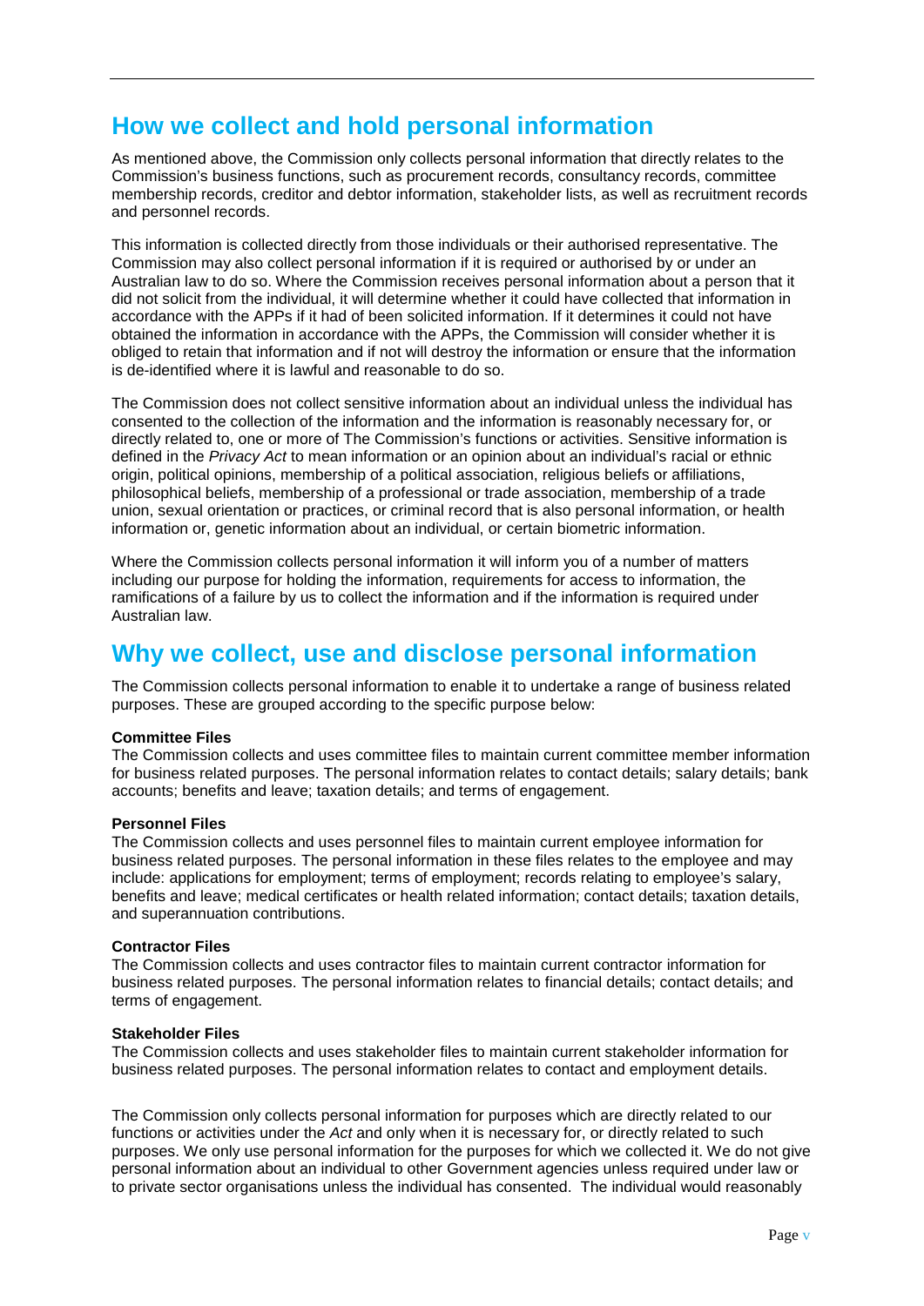## How we collect and hold personal information

As mentioned above, the Commission only collects personal information that directly relates to the Commission's business functions, such as procurement records, consultancy records, committee membership records, creditor and debtor information, stakeholder lists, as well as recruitment records and personnel records.

This information is collected directly from those individuals or their authorised representative. The Commission may also collect personal information if it is required or authorised by or under an Australian law to do so. Where the Commission receives personal information about a person that it did not solicit from the individual, it will determine whether it could have collected that information in accordance with the APPs if it had of been solicited information. If it determines it could not have obtained the information in accordance with the APPs, the Commission will consider whether it is obliged to retain that information and if not will destroy the information or ensure that the information is de-identified where it is lawful and reasonable to do so.

The Commission does not collect sensitive information about an individual unless the individual has consented to the collection of the information and the information is reasonably necessary for, or directly related to, one or more of The Commission's functions or activities. Sensitive information is defined in the *Privacy Act* to mean information or an opinion about an individual's racial or ethnic origin, political opinions, membership of a political association, religious beliefs or affiliations, philosophical beliefs, membership of a professional or trade association, membership of a trade union, sexual orientation or practices, or criminal record that is also personal information, or health information or, genetic information about an individual, or certain biometric information.

Where the Commission collects personal information it will inform you of a number of matters including our purpose for holding the information, requirements for access to information, the ramifications of a failure by us to collect the information and if the information is required under Australian law.

## Why we collect, use and disclose personal information

The Commission collects personal information to enable it to undertake a range of business related purposes. These are grouped according to the specific purpose below:

**Committee Files**
The Commission collects and uses committee files to maintain current committee member information for business related purposes. The personal information relates to contact details; salary details; bank accounts; benefits and leave; taxation details; and terms of engagement.

**Personnel Files**
The Commission collects and uses personnel files to maintain current employee information for business related purposes. The personal information in these files relates to the employee and may include: applications for employment; terms of employment; records relating to employee's salary, benefits and leave; medical certificates or health related information; contact details; taxation details, and superannuation contributions.

**Contractor Files**
The Commission collects and uses contractor files to maintain current contractor information for business related purposes. The personal information relates to financial details; contact details; and terms of engagement.

**Stakeholder Files**
The Commission collects and uses stakeholder files to maintain current stakeholder information for business related purposes. The personal information relates to contact and employment details.

The Commission only collects personal information for purposes which are directly related to our functions or activities under the *Act* and only when it is necessary for, or directly related to such purposes. We only use personal information for the purposes for which we collected it. We do not give personal information about an individual to other Government agencies unless required under law or to private sector organisations unless the individual has consented. The individual would reasonably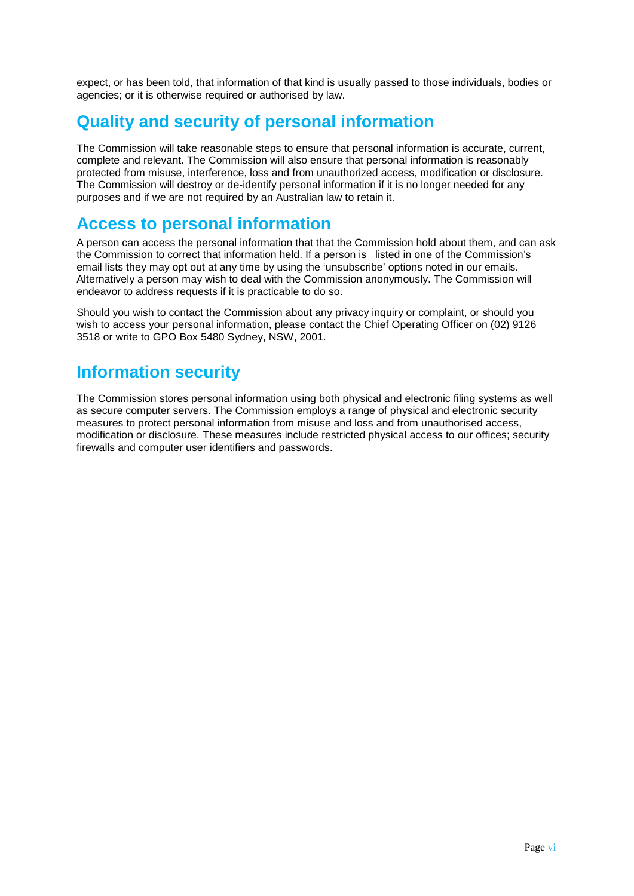expect, or has been told, that information of that kind is usually passed to those individuals, bodies or agencies; or it is otherwise required or authorised by law.

## Quality and security of personal information

The Commission will take reasonable steps to ensure that personal information is accurate, current, complete and relevant. The Commission will also ensure that personal information is reasonably protected from misuse, interference, loss and from unauthorized access, modification or disclosure. The Commission will destroy or de-identify personal information if it is no longer needed for any purposes and if we are not required by an Australian law to retain it.

## Access to personal information

A person can access the personal information that that the Commission hold about them, and can ask the Commission to correct that information held. If a person is listed in one of the Commission's email lists they may opt out at any time by using the 'unsubscribe' options noted in our emails. Alternatively a person may wish to deal with the Commission anonymously. The Commission will endeavor to address requests if it is practicable to do so.

Should you wish to contact the Commission about any privacy inquiry or complaint, or should you wish to access your personal information, please contact the Chief Operating Officer on (02) 9126 3518 or write to GPO Box 5480 Sydney, NSW, 2001.

## Information security

The Commission stores personal information using both physical and electronic filing systems as well as secure computer servers. The Commission employs a range of physical and electronic security measures to protect personal information from misuse and loss and from unauthorised access, modification or disclosure. These measures include restricted physical access to our offices; security firewalls and computer user identifiers and passwords.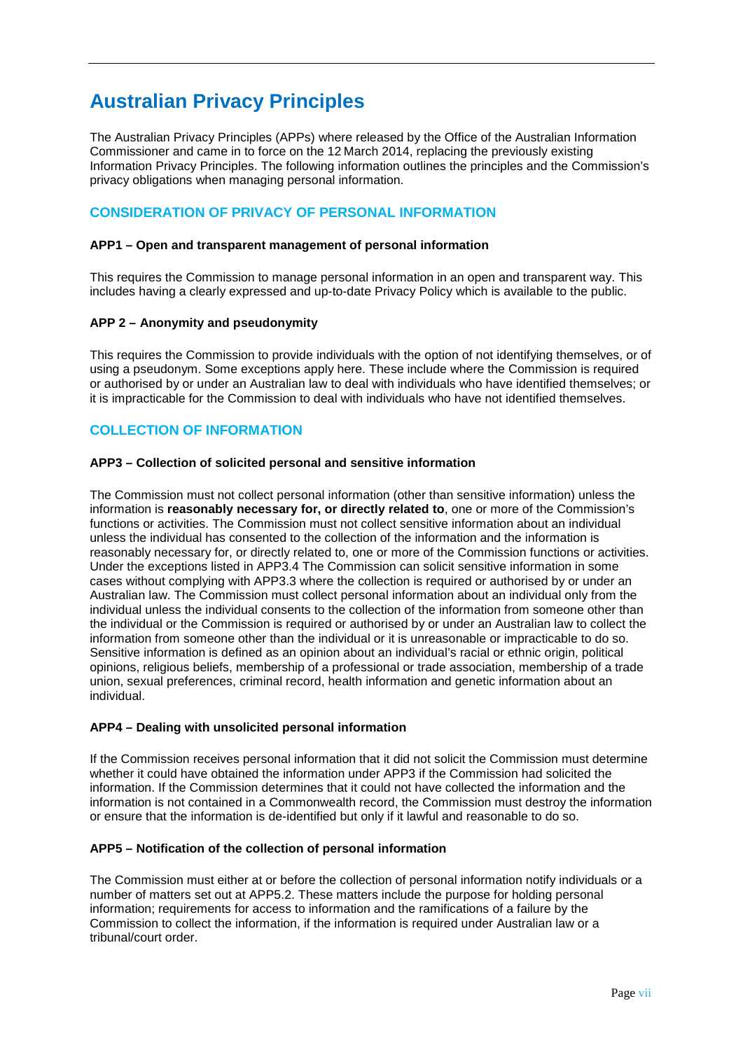# Australian Privacy Principles

The Australian Privacy Principles (APPs) where released by the Office of the Australian Information Commissioner and came in to force on the 12 March 2014, replacing the previously existing Information Privacy Principles. The following information outlines the principles and the Commission's privacy obligations when managing personal information.

## CONSIDERATION OF PRIVACY OF PERSONAL INFORMATION

### APP1 – Open and transparent management of personal information

This requires the Commission to manage personal information in an open and transparent way. This includes having a clearly expressed and up-to-date Privacy Policy which is available to the public.

### APP 2 – Anonymity and pseudonymity

This requires the Commission to provide individuals with the option of not identifying themselves, or of using a pseudonym. Some exceptions apply here. These include where the Commission is required or authorised by or under an Australian law to deal with individuals who have identified themselves; or it is impracticable for the Commission to deal with individuals who have not identified themselves.

## COLLECTION OF INFORMATION

### APP3 – Collection of solicited personal and sensitive information

The Commission must not collect personal information (other than sensitive information) unless the information is **reasonably necessary for, or directly related to**, one or more of the Commission's functions or activities. The Commission must not collect sensitive information about an individual unless the individual has consented to the collection of the information and the information is reasonably necessary for, or directly related to, one or more of the Commission functions or activities. Under the exceptions listed in APP3.4 The Commission can solicit sensitive information in some cases without complying with APP3.3 where the collection is required or authorised by or under an Australian law. The Commission must collect personal information about an individual only from the individual unless the individual consents to the collection of the information from someone other than the individual or the Commission is required or authorised by or under an Australian law to collect the information from someone other than the individual or it is unreasonable or impracticable to do so. Sensitive information is defined as an opinion about an individual's racial or ethnic origin, political opinions, religious beliefs, membership of a professional or trade association, membership of a trade union, sexual preferences, criminal record, health information and genetic information about an individual.

### APP4 – Dealing with unsolicited personal information

If the Commission receives personal information that it did not solicit the Commission must determine whether it could have obtained the information under APP3 if the Commission had solicited the information. If the Commission determines that it could not have collected the information and the information is not contained in a Commonwealth record, the Commission must destroy the information or ensure that the information is de-identified but only if it lawful and reasonable to do so.

### APP5 – Notification of the collection of personal information

The Commission must either at or before the collection of personal information notify individuals or a number of matters set out at APP5.2. These matters include the purpose for holding personal information; requirements for access to information and the ramifications of a failure by the Commission to collect the information, if the information is required under Australian law or a tribunal/court order.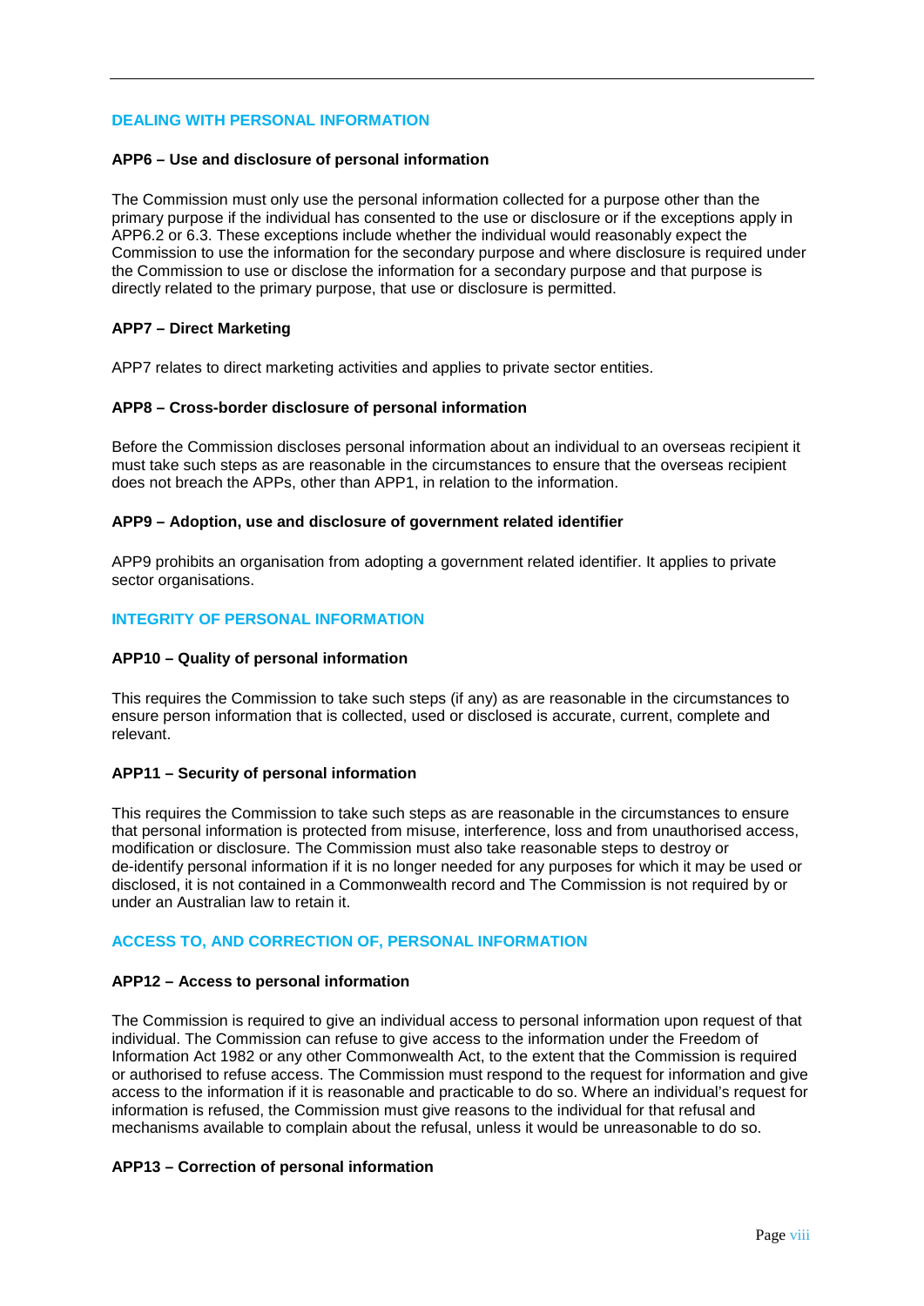## DEALING WITH PERSONAL INFORMATION

### APP6 – Use and disclosure of personal information

The Commission must only use the personal information collected for a purpose other than the primary purpose if the individual has consented to the use or disclosure or if the exceptions apply in APP6.2 or 6.3. These exceptions include whether the individual would reasonably expect the Commission to use the information for the secondary purpose and where disclosure is required under the Commission to use or disclose the information for a secondary purpose and that purpose is directly related to the primary purpose, that use or disclosure is permitted.

### APP7 – Direct Marketing

APP7 relates to direct marketing activities and applies to private sector entities.

### APP8 – Cross-border disclosure of personal information

Before the Commission discloses personal information about an individual to an overseas recipient it must take such steps as are reasonable in the circumstances to ensure that the overseas recipient does not breach the APPs, other than APP1, in relation to the information.

### APP9 – Adoption, use and disclosure of government related identifier

APP9 prohibits an organisation from adopting a government related identifier. It applies to private sector organisations.

## INTEGRITY OF PERSONAL INFORMATION

### APP10 – Quality of personal information

This requires the Commission to take such steps (if any) as are reasonable in the circumstances to ensure person information that is collected, used or disclosed is accurate, current, complete and relevant.

### APP11 – Security of personal information

This requires the Commission to take such steps as are reasonable in the circumstances to ensure that personal information is protected from misuse, interference, loss and from unauthorised access, modification or disclosure. The Commission must also take reasonable steps to destroy or de-identify personal information if it is no longer needed for any purposes for which it may be used or disclosed, it is not contained in a Commonwealth record and The Commission is not required by or under an Australian law to retain it.

## ACCESS TO, AND CORRECTION OF, PERSONAL INFORMATION

### APP12 – Access to personal information

The Commission is required to give an individual access to personal information upon request of that individual. The Commission can refuse to give access to the information under the Freedom of Information Act 1982 or any other Commonwealth Act, to the extent that the Commission is required or authorised to refuse access. The Commission must respond to the request for information and give access to the information if it is reasonable and practicable to do so. Where an individual's request for information is refused, the Commission must give reasons to the individual for that refusal and mechanisms available to complain about the refusal, unless it would be unreasonable to do so.

### APP13 – Correction of personal information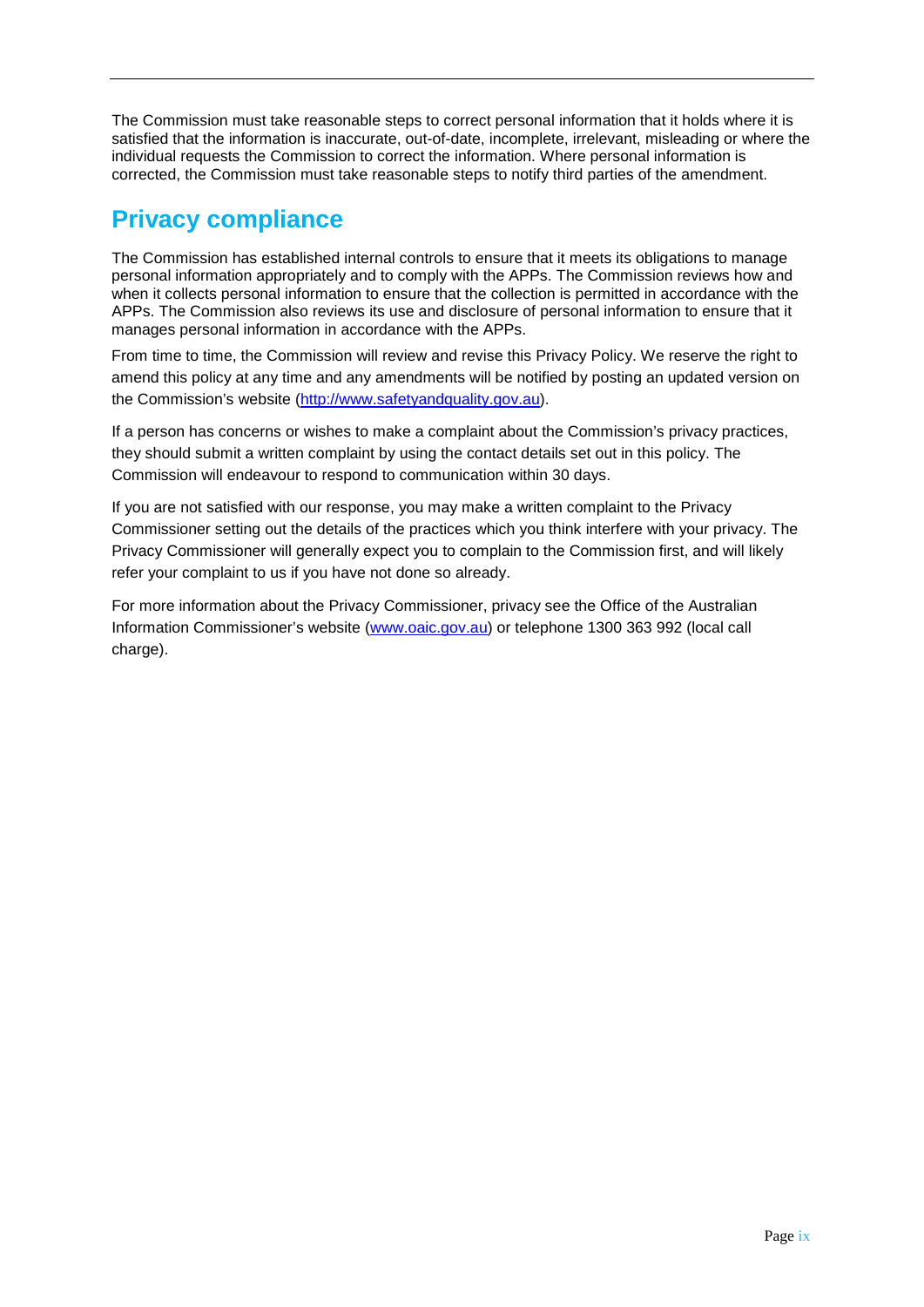The Commission must take reasonable steps to correct personal information that it holds where it is satisfied that the information is inaccurate, out-of-date, incomplete, irrelevant, misleading or where the individual requests the Commission to correct the information. Where personal information is corrected, the Commission must take reasonable steps to notify third parties of the amendment.

## Privacy compliance

The Commission has established internal controls to ensure that it meets its obligations to manage personal information appropriately and to comply with the APPs. The Commission reviews how and when it collects personal information to ensure that the collection is permitted in accordance with the APPs. The Commission also reviews its use and disclosure of personal information to ensure that it manages personal information in accordance with the APPs.

From time to time, the Commission will review and revise this Privacy Policy. We reserve the right to amend this policy at any time and any amendments will be notified by posting an updated version on the Commission's website (http://www.safetyandquality.gov.au).

If a person has concerns or wishes to make a complaint about the Commission's privacy practices, they should submit a written complaint by using the contact details set out in this policy. The Commission will endeavour to respond to communication within 30 days.

If you are not satisfied with our response, you may make a written complaint to the Privacy Commissioner setting out the details of the practices which you think interfere with your privacy. The Privacy Commissioner will generally expect you to complain to the Commission first, and will likely refer your complaint to us if you have not done so already.

For more information about the Privacy Commissioner, privacy see the Office of the Australian Information Commissioner's website (www.oaic.gov.au) or telephone 1300 363 992 (local call charge).